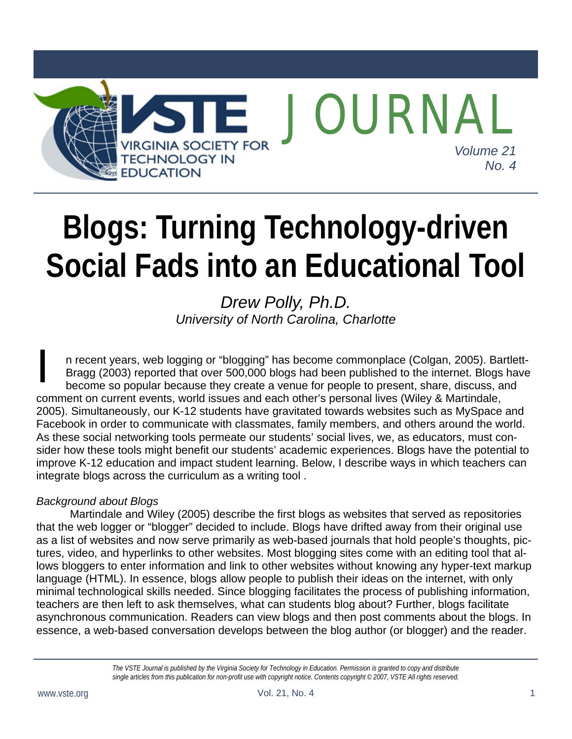# Blogs: Turning Technology-driven Social Fads into an Educational Tool

*Drew Polly, Ph.D.*
*University of North Carolina, Charlotte*

In recent years, web logging or "blogging" has become commonplace (Colgan, 2005). Bartlett-Bragg (2003) reported that over 500,000 blogs had been published to the internet. Blogs have become so popular because they create a venue for people to present, share, discuss, and comment on current events, world issues and each other's personal lives (Wiley & Martindale, 2005). Simultaneously, our K-12 students have gravitated towards websites such as MySpace and Facebook in order to communicate with classmates, family members, and others around the world. As these social networking tools permeate our students' social lives, we, as educators, must consider how these tools might benefit our students' academic experiences. Blogs have the potential to improve K-12 education and impact student learning. Below, I describe ways in which teachers can integrate blogs across the curriculum as a writing tool .

*Background about Blogs*

Martindale and Wiley (2005) describe the first blogs as websites that served as repositories that the web logger or "blogger" decided to include. Blogs have drifted away from their original use as a list of websites and now serve primarily as web-based journals that hold people's thoughts, pictures, video, and hyperlinks to other websites. Most blogging sites come with an editing tool that allows bloggers to enter information and link to other websites without knowing any hyper-text markup language (HTML). In essence, blogs allow people to publish their ideas on the internet, with only minimal technological skills needed. Since blogging facilitates the process of publishing information, teachers are then left to ask themselves, what can students blog about? Further, blogs facilitate asynchronous communication. Readers can view blogs and then post comments about the blogs. In essence, a web-based conversation develops between the blog author (or blogger) and the reader.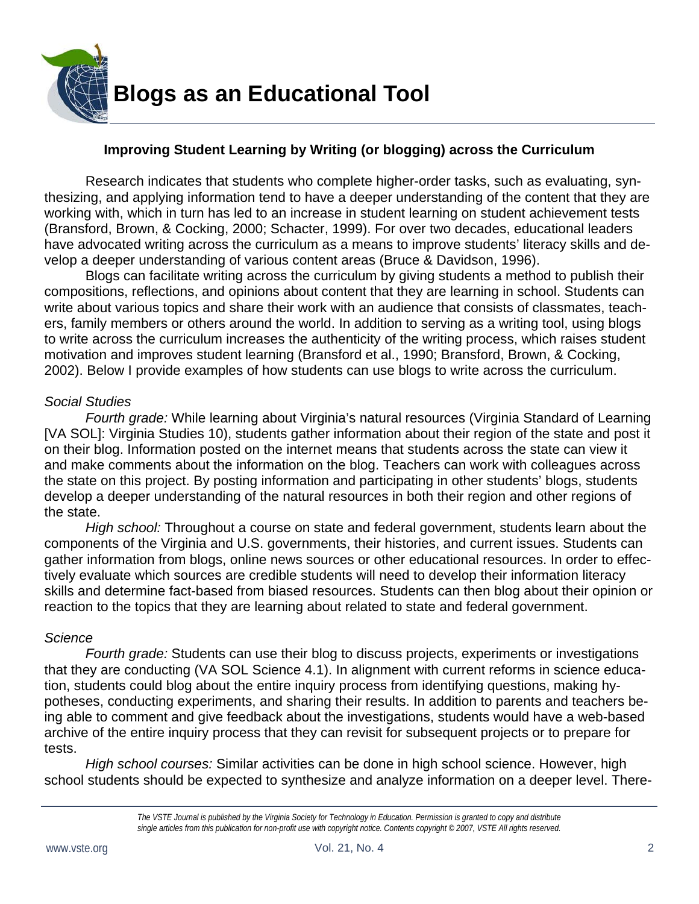# Blogs as an Educational Tool

### Improving Student Learning by Writing (or blogging) across the Curriculum

Research indicates that students who complete higher-order tasks, such as evaluating, synthesizing, and applying information tend to have a deeper understanding of the content that they are working with, which in turn has led to an increase in student learning on student achievement tests (Bransford, Brown, & Cocking, 2000; Schacter, 1999). For over two decades, educational leaders have advocated writing across the curriculum as a means to improve students' literacy skills and develop a deeper understanding of various content areas (Bruce & Davidson, 1996).

Blogs can facilitate writing across the curriculum by giving students a method to publish their compositions, reflections, and opinions about content that they are learning in school. Students can write about various topics and share their work with an audience that consists of classmates, teachers, family members or others around the world. In addition to serving as a writing tool, using blogs to write across the curriculum increases the authenticity of the writing process, which raises student motivation and improves student learning (Bransford et al., 1990; Bransford, Brown, & Cocking, 2002). Below I provide examples of how students can use blogs to write across the curriculum.

*Social Studies*

*Fourth grade:* While learning about Virginia's natural resources (Virginia Standard of Learning [VA SOL]: Virginia Studies 10), students gather information about their region of the state and post it on their blog. Information posted on the internet means that students across the state can view it and make comments about the information on the blog. Teachers can work with colleagues across the state on this project. By posting information and participating in other students' blogs, students develop a deeper understanding of the natural resources in both their region and other regions of the state.

*High school:* Throughout a course on state and federal government, students learn about the components of the Virginia and U.S. governments, their histories, and current issues. Students can gather information from blogs, online news sources or other educational resources. In order to effectively evaluate which sources are credible students will need to develop their information literacy skills and determine fact-based from biased resources. Students can then blog about their opinion or reaction to the topics that they are learning about related to state and federal government.

*Science*

*Fourth grade:* Students can use their blog to discuss projects, experiments or investigations that they are conducting (VA SOL Science 4.1). In alignment with current reforms in science education, students could blog about the entire inquiry process from identifying questions, making hypotheses, conducting experiments, and sharing their results. In addition to parents and teachers being able to comment and give feedback about the investigations, students would have a web-based archive of the entire inquiry process that they can revisit for subsequent projects or to prepare for tests.

*High school courses:* Similar activities can be done in high school science. However, high school students should be expected to synthesize and analyze information on a deeper level. There-

*The VSTE Journal is published by the Virginia Society for Technology in Education. Permission is granted to copy and distribute single articles from this publication for non-profit use with copyright notice. Contents copyright © 2007, VSTE All rights reserved.*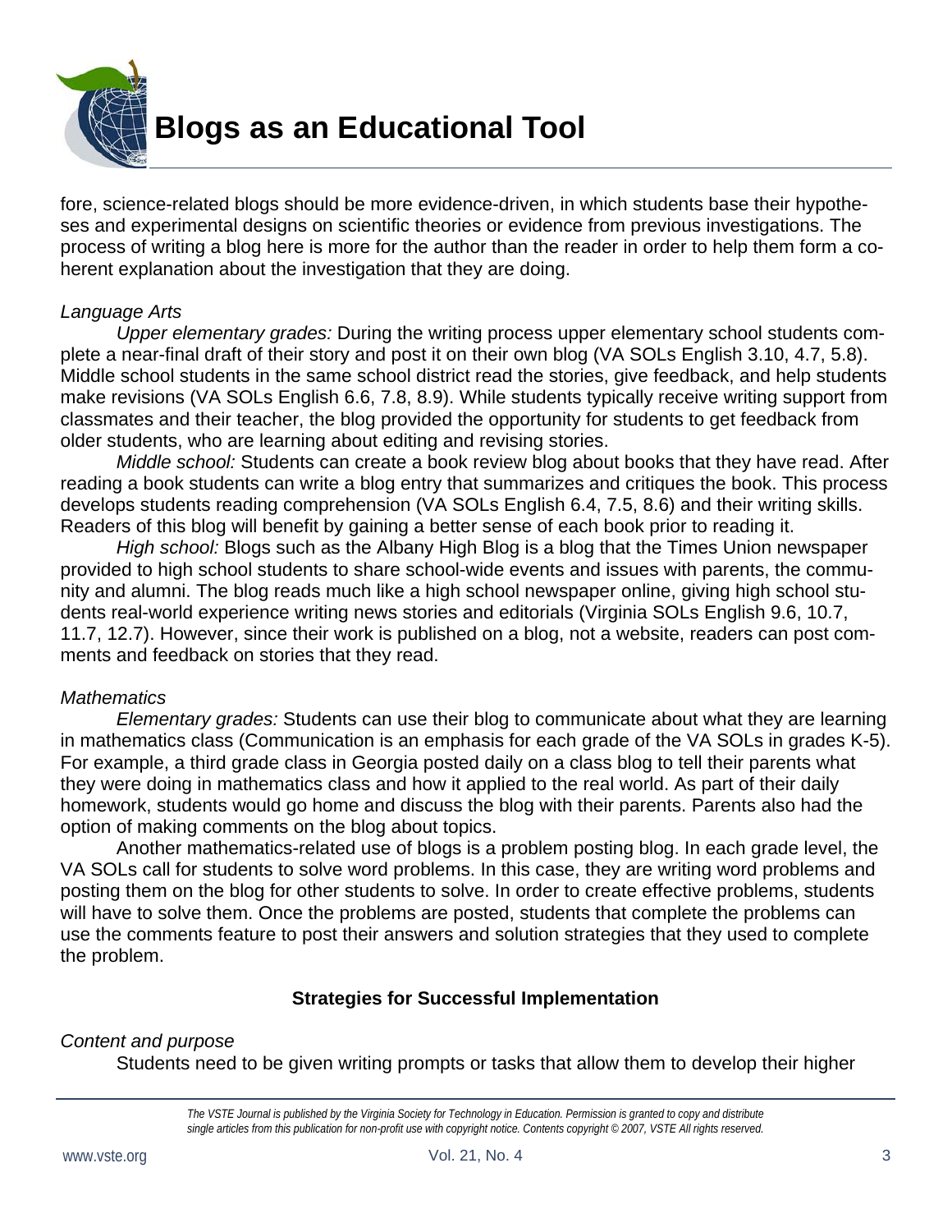fore, science-related blogs should be more evidence-driven, in which students base their hypotheses and experimental designs on scientific theories or evidence from previous investigations. The process of writing a blog here is more for the author than the reader in order to help them form a coherent explanation about the investigation that they are doing.

*Language Arts*

*Upper elementary grades:* During the writing process upper elementary school students complete a near-final draft of their story and post it on their own blog (VA SOLs English 3.10, 4.7, 5.8). Middle school students in the same school district read the stories, give feedback, and help students make revisions (VA SOLs English 6.6, 7.8, 8.9). While students typically receive writing support from classmates and their teacher, the blog provided the opportunity for students to get feedback from older students, who are learning about editing and revising stories.

*Middle school:* Students can create a book review blog about books that they have read. After reading a book students can write a blog entry that summarizes and critiques the book. This process develops students reading comprehension (VA SOLs English 6.4, 7.5, 8.6) and their writing skills. Readers of this blog will benefit by gaining a better sense of each book prior to reading it.

*High school:* Blogs such as the Albany High Blog is a blog that the Times Union newspaper provided to high school students to share school-wide events and issues with parents, the community and alumni. The blog reads much like a high school newspaper online, giving high school students real-world experience writing news stories and editorials (Virginia SOLs English 9.6, 10.7, 11.7, 12.7). However, since their work is published on a blog, not a website, readers can post comments and feedback on stories that they read.

*Mathematics*

*Elementary grades:* Students can use their blog to communicate about what they are learning in mathematics class (Communication is an emphasis for each grade of the VA SOLs in grades K-5). For example, a third grade class in Georgia posted daily on a class blog to tell their parents what they were doing in mathematics class and how it applied to the real world. As part of their daily homework, students would go home and discuss the blog with their parents. Parents also had the option of making comments on the blog about topics.

Another mathematics-related use of blogs is a problem posting blog. In each grade level, the VA SOLs call for students to solve word problems. In this case, they are writing word problems and posting them on the blog for other students to solve. In order to create effective problems, students will have to solve them. Once the problems are posted, students that complete the problems can use the comments feature to post their answers and solution strategies that they used to complete the problem.

## Strategies for Successful Implementation

*Content and purpose*

Students need to be given writing prompts or tasks that allow them to develop their higher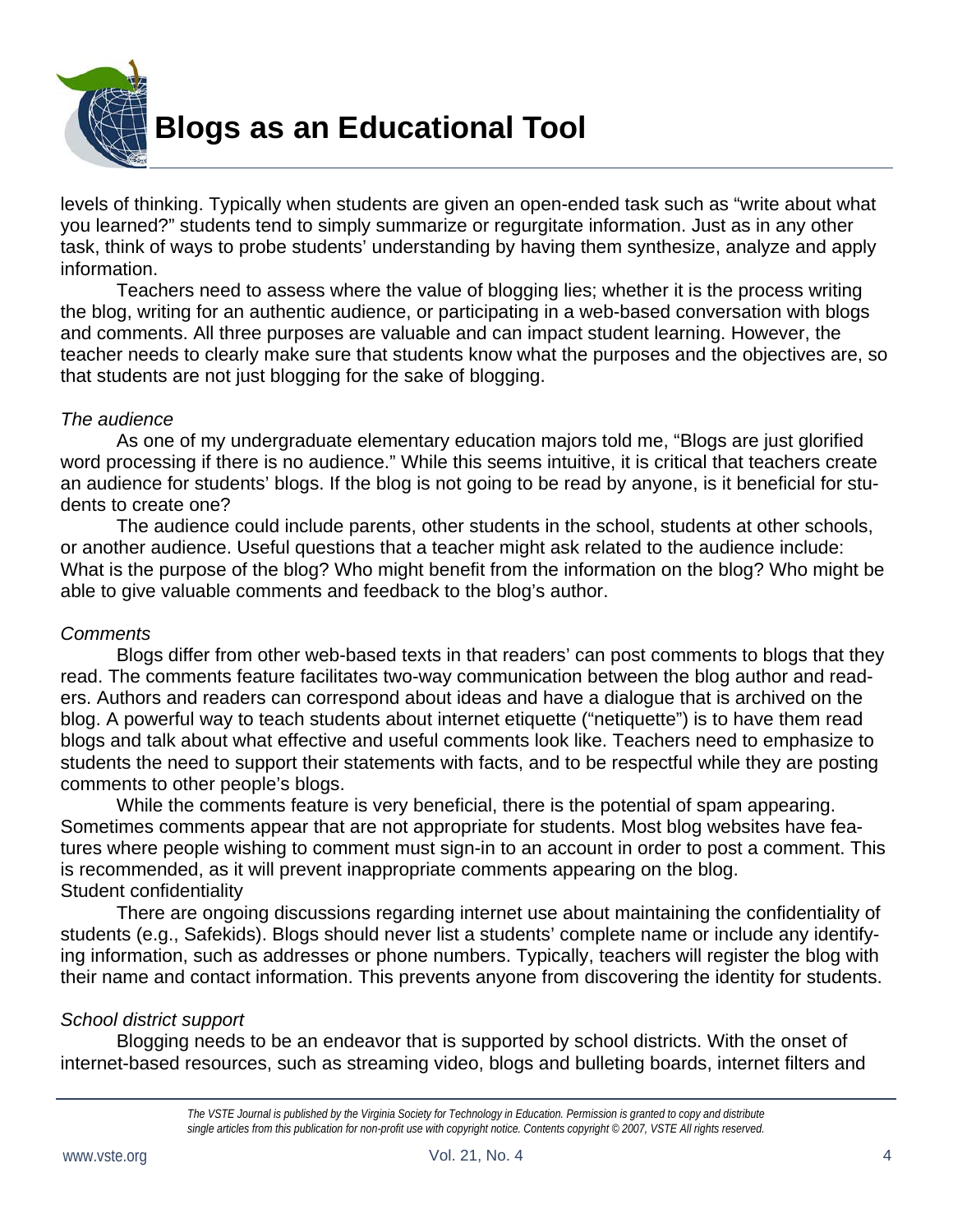levels of thinking. Typically when students are given an open-ended task such as "write about what you learned?" students tend to simply summarize or regurgitate information. Just as in any other task, think of ways to probe students' understanding by having them synthesize, analyze and apply information.

Teachers need to assess where the value of blogging lies; whether it is the process writing the blog, writing for an authentic audience, or participating in a web-based conversation with blogs and comments. All three purposes are valuable and can impact student learning. However, the teacher needs to clearly make sure that students know what the purposes and the objectives are, so that students are not just blogging for the sake of blogging.

*The audience*

As one of my undergraduate elementary education majors told me, "Blogs are just glorified word processing if there is no audience." While this seems intuitive, it is critical that teachers create an audience for students' blogs. If the blog is not going to be read by anyone, is it beneficial for students to create one?

The audience could include parents, other students in the school, students at other schools, or another audience. Useful questions that a teacher might ask related to the audience include: What is the purpose of the blog? Who might benefit from the information on the blog? Who might be able to give valuable comments and feedback to the blog's author.

*Comments*

Blogs differ from other web-based texts in that readers' can post comments to blogs that they read. The comments feature facilitates two-way communication between the blog author and readers. Authors and readers can correspond about ideas and have a dialogue that is archived on the blog. A powerful way to teach students about internet etiquette ("netiquette") is to have them read blogs and talk about what effective and useful comments look like. Teachers need to emphasize to students the need to support their statements with facts, and to be respectful while they are posting comments to other people's blogs.

While the comments feature is very beneficial, there is the potential of spam appearing. Sometimes comments appear that are not appropriate for students. Most blog websites have features where people wishing to comment must sign-in to an account in order to post a comment. This is recommended, as it will prevent inappropriate comments appearing on the blog.

Student confidentiality

There are ongoing discussions regarding internet use about maintaining the confidentiality of students (e.g., Safekids). Blogs should never list a students' complete name or include any identifying information, such as addresses or phone numbers. Typically, teachers will register the blog with their name and contact information. This prevents anyone from discovering the identity for students.

*School district support*

Blogging needs to be an endeavor that is supported by school districts. With the onset of internet-based resources, such as streaming video, blogs and bulleting boards, internet filters and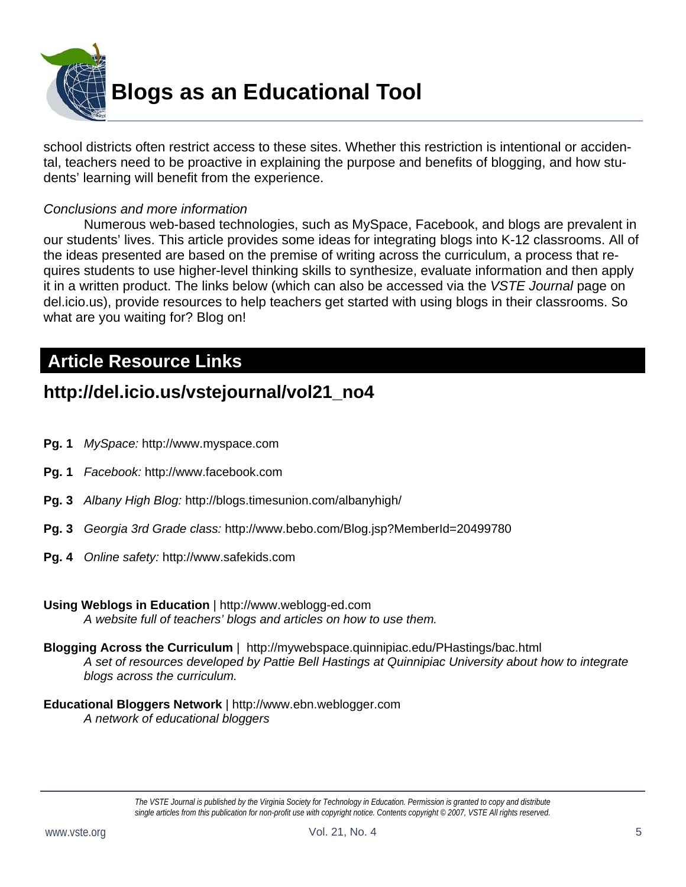school districts often restrict access to these sites. Whether this restriction is intentional or accidental, teachers need to be proactive in explaining the purpose and benefits of blogging, and how students' learning will benefit from the experience.

*Conclusions and more information*

Numerous web-based technologies, such as MySpace, Facebook, and blogs are prevalent in our students' lives. This article provides some ideas for integrating blogs into K-12 classrooms. All of the ideas presented are based on the premise of writing across the curriculum, a process that requires students to use higher-level thinking skills to synthesize, evaluate information and then apply it in a written product. The links below (which can also be accessed via the *VSTE Journal* page on del.icio.us), provide resources to help teachers get started with using blogs in their classrooms. So what are you waiting for? Blog on!

## Article Resource Links

### http://del.icio.us/vstejournal/vol21_no4

**Pg. 1** *MySpace:* http://www.myspace.com

**Pg. 1** *Facebook:* http://www.facebook.com

**Pg. 3** *Albany High Blog:* http://blogs.timesunion.com/albanyhigh/

**Pg. 3** *Georgia 3rd Grade class:* http://www.bebo.com/Blog.jsp?MemberId=20499780

**Pg. 4** *Online safety:* http://www.safekids.com

**Using Weblogs in Education** | http://www.weblogg-ed.com
*A website full of teachers' blogs and articles on how to use them.*

**Blogging Across the Curriculum** | http://mywebspace.quinnipiac.edu/PHastings/bac.html
*A set of resources developed by Pattie Bell Hastings at Quinnipiac University about how to integrate blogs across the curriculum.*

**Educational Bloggers Network** | http://www.ebn.weblogger.com
*A network of educational bloggers*

*The VSTE Journal is published by the Virginia Society for Technology in Education. Permission is granted to copy and distribute single articles from this publication for non-profit use with copyright notice. Contents copyright © 2007, VSTE All rights reserved.*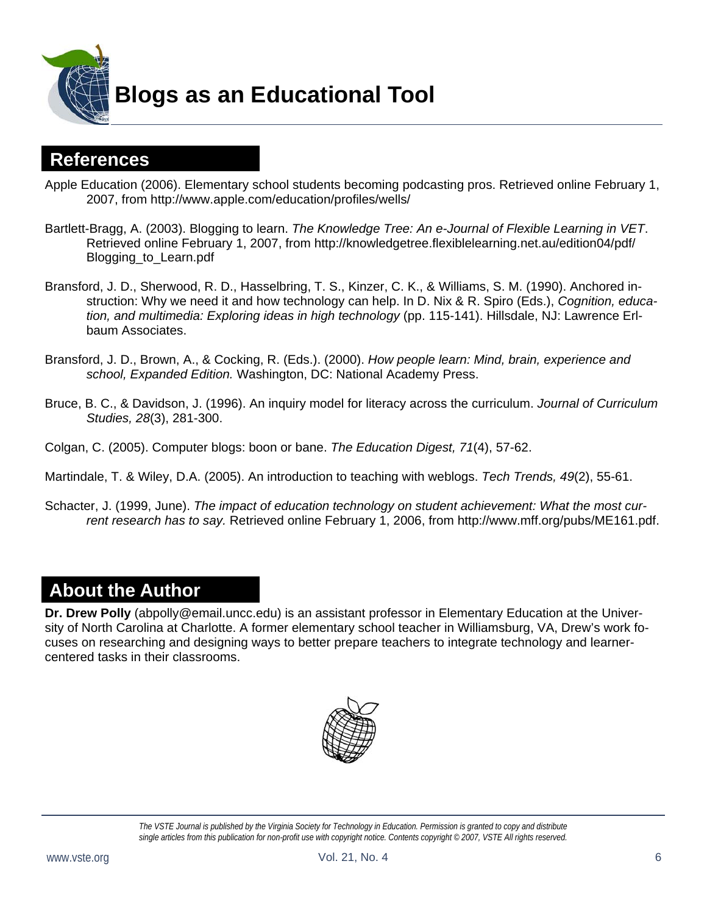## References

Apple Education (2006). Elementary school students becoming podcasting pros. Retrieved online February 1, 2007, from http://www.apple.com/education/profiles/wells/

Bartlett-Bragg, A. (2003). Blogging to learn. *The Knowledge Tree: An e-Journal of Flexible Learning in VET*. Retrieved online February 1, 2007, from http://knowledgetree.flexiblelearning.net.au/edition04/pdf/Blogging_to_Learn.pdf

Bransford, J. D., Sherwood, R. D., Hasselbring, T. S., Kinzer, C. K., & Williams, S. M. (1990). Anchored instruction: Why we need it and how technology can help. In D. Nix & R. Spiro (Eds.), *Cognition, education, and multimedia: Exploring ideas in high technology* (pp. 115-141). Hillsdale, NJ: Lawrence Erlbaum Associates.

Bransford, J. D., Brown, A., & Cocking, R. (Eds.). (2000). *How people learn: Mind, brain, experience and school, Expanded Edition.* Washington, DC: National Academy Press.

Bruce, B. C., & Davidson, J. (1996). An inquiry model for literacy across the curriculum. *Journal of Curriculum Studies, 28*(3), 281-300.

Colgan, C. (2005). Computer blogs: boon or bane. *The Education Digest, 71*(4), 57-62.

Martindale, T. & Wiley, D.A. (2005). An introduction to teaching with weblogs. *Tech Trends, 49*(2), 55-61.

Schacter, J. (1999, June). *The impact of education technology on student achievement: What the most current research has to say.* Retrieved online February 1, 2006, from http://www.mff.org/pubs/ME161.pdf.

## About the Author

**Dr. Drew Polly** (abpolly@email.uncc.edu) is an assistant professor in Elementary Education at the University of North Carolina at Charlotte. A former elementary school teacher in Williamsburg, VA, Drew's work focuses on researching and designing ways to better prepare teachers to integrate technology and learner-centered tasks in their classrooms.

*The VSTE Journal is published by the Virginia Society for Technology in Education. Permission is granted to copy and distribute single articles from this publication for non-profit use with copyright notice. Contents copyright © 2007, VSTE All rights reserved.*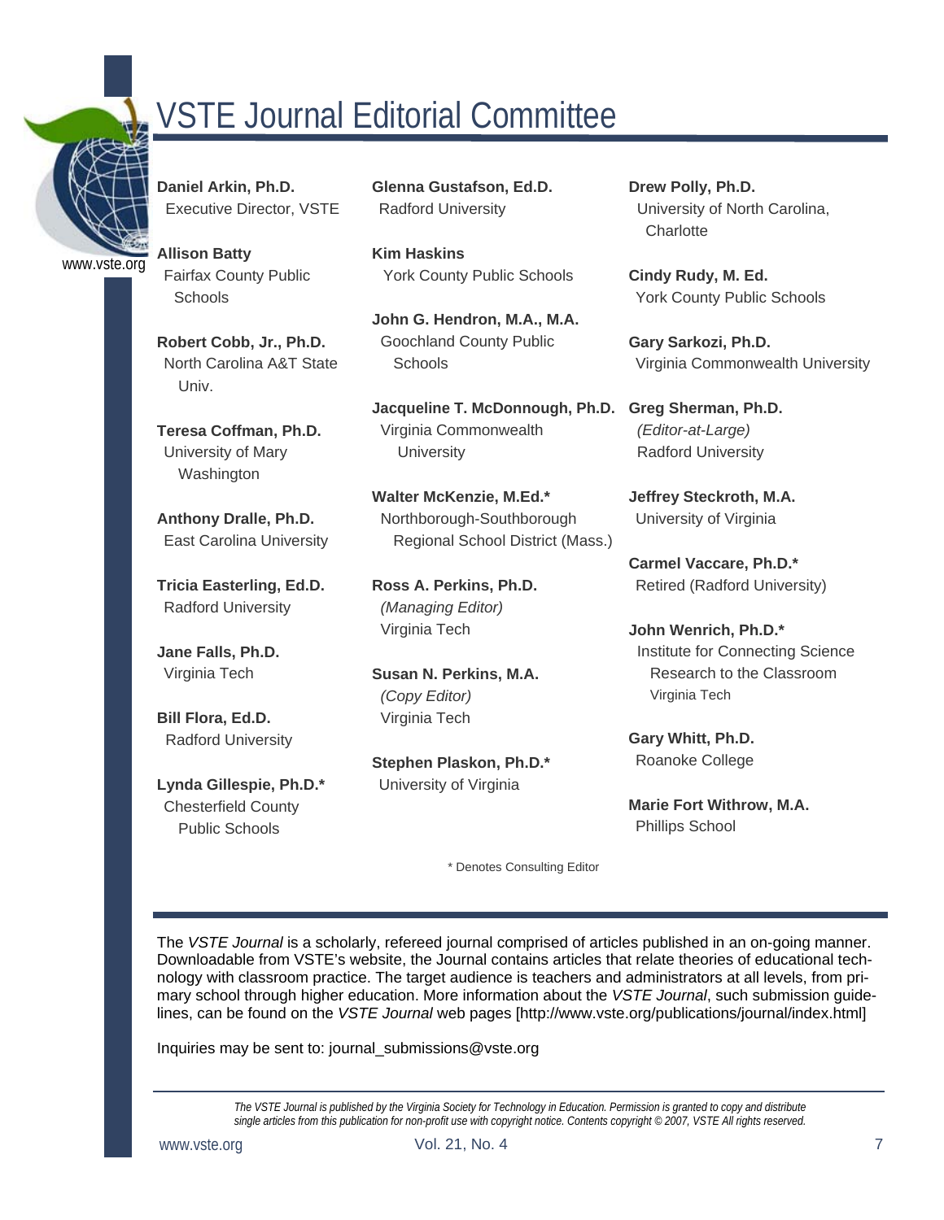# VSTE Journal Editorial Committee

**Daniel Arkin, Ph.D.**
Executive Director, VSTE

**Allison Batty**
Fairfax County Public Schools

**Robert Cobb, Jr., Ph.D.**
North Carolina A&T State Univ.

**Teresa Coffman, Ph.D.**
University of Mary Washington

**Anthony Dralle, Ph.D.**
East Carolina University

**Tricia Easterling, Ed.D.**
Radford University

**Jane Falls, Ph.D.**
Virginia Tech

**Bill Flora, Ed.D.**
Radford University

**Lynda Gillespie, Ph.D.***
Chesterfield County Public Schools

**Glenna Gustafson, Ed.D.**
Radford University

**Kim Haskins**
York County Public Schools

**John G. Hendron, M.A., M.A.**
Goochland County Public Schools

**Jacqueline T. McDonnough, Ph.D.**
Virginia Commonwealth University

**Walter McKenzie, M.Ed.***
Northborough-Southborough Regional School District (Mass.)

**Ross A. Perkins, Ph.D.**
*(Managing Editor)*
Virginia Tech

**Susan N. Perkins, M.A.**
*(Copy Editor)*
Virginia Tech

**Stephen Plaskon, Ph.D.***
University of Virginia

**Drew Polly, Ph.D.**
University of North Carolina, Charlotte

**Cindy Rudy, M. Ed.**
York County Public Schools

**Gary Sarkozi, Ph.D.**
Virginia Commonwealth University

**Greg Sherman, Ph.D.**
*(Editor-at-Large)*
Radford University

**Jeffrey Steckroth, M.A.**
University of Virginia

**Carmel Vaccare, Ph.D.***
Retired (Radford University)

**John Wenrich, Ph.D.***
Institute for Connecting Science Research to the Classroom
Virginia Tech

**Gary Whitt, Ph.D.**
Roanoke College

**Marie Fort Withrow, M.A.**
Phillips School

\* Denotes Consulting Editor

The *VSTE Journal* is a scholarly, refereed journal comprised of articles published in an on-going manner. Downloadable from VSTE's website, the Journal contains articles that relate theories of educational technology with classroom practice. The target audience is teachers and administrators at all levels, from primary school through higher education. More information about the *VSTE Journal*, such submission guidelines, can be found on the *VSTE Journal* web pages [http://www.vste.org/publications/journal/index.html]

Inquiries may be sent to: journal_submissions@vste.org

*The VSTE Journal is published by the Virginia Society for Technology in Education. Permission is granted to copy and distribute single articles from this publication for non-profit use with copyright notice. Contents copyright © 2007, VSTE All rights reserved.*